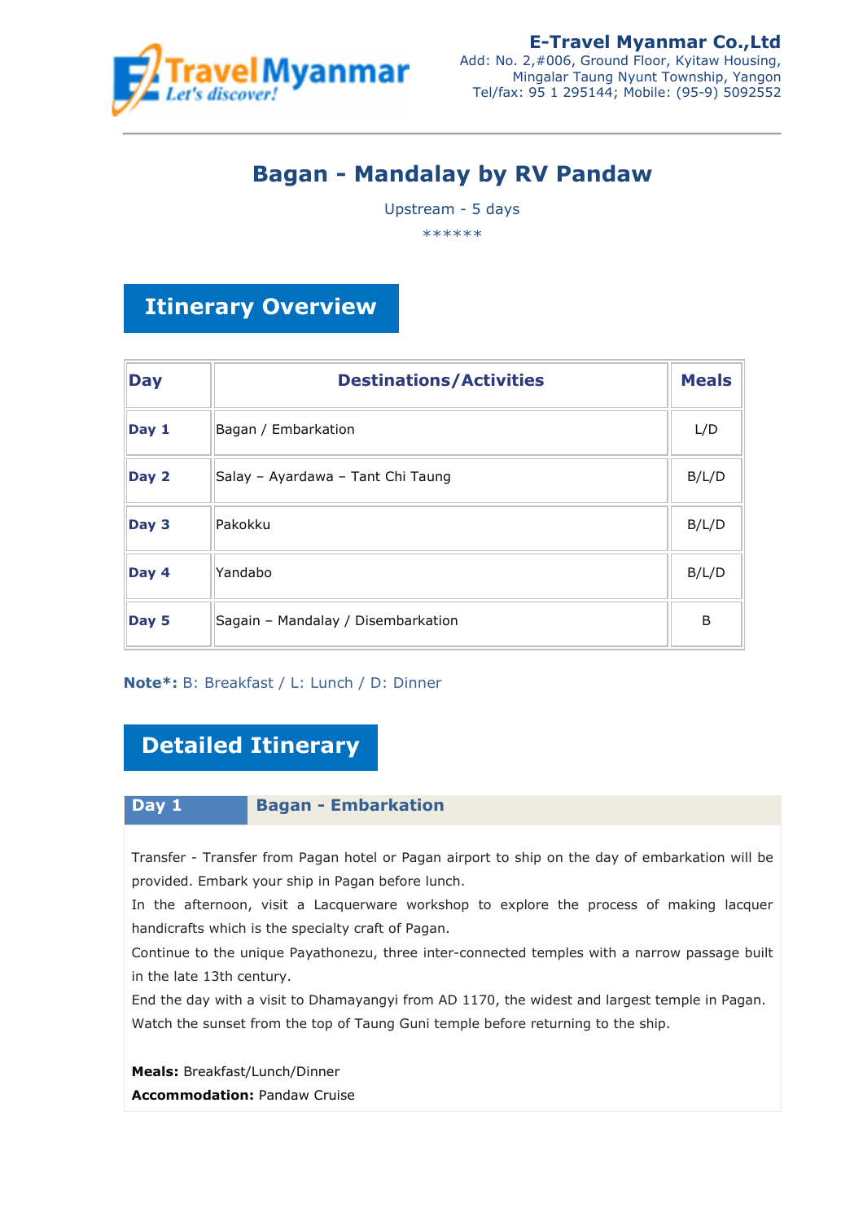**E-Travel Myanmar Co.,Ltd**
Add: No. 2,#006, Ground Floor, Kyitaw Housing,
Mingalar Taung Nyunt Township, Yangon
Tel/fax: 95 1 295144; Mobile: (95-9) 5092552

# Bagan - Mandalay by RV Pandaw

Upstream - 5 days

******

## Itinerary Overview

| Day | Destinations/Activities | Meals |
|---|---|---|
| **Day 1** | Bagan / Embarkation | L/D |
| **Day 2** | Salay – Ayardawa – Tant Chi Taung | B/L/D |
| **Day 3** | Pakokku | B/L/D |
| **Day 4** | Yandabo | B/L/D |
| **Day 5** | Sagain – Mandalay / Disembarkation | B |

**Note*:** B: Breakfast / L: Lunch / D: Dinner

## Detailed Itinerary

### Day 1 Bagan - Embarkation

Transfer - Transfer from Pagan hotel or Pagan airport to ship on the day of embarkation will be provided. Embark your ship in Pagan before lunch.
In the afternoon, visit a Lacquerware workshop to explore the process of making lacquer handicrafts which is the specialty craft of Pagan.
Continue to the unique Payathonezu, three inter-connected temples with a narrow passage built in the late 13th century.
End the day with a visit to Dhamayangyi from AD 1170, the widest and largest temple in Pagan.
Watch the sunset from the top of Taung Guni temple before returning to the ship.

**Meals:** Breakfast/Lunch/Dinner
**Accommodation:** Pandaw Cruise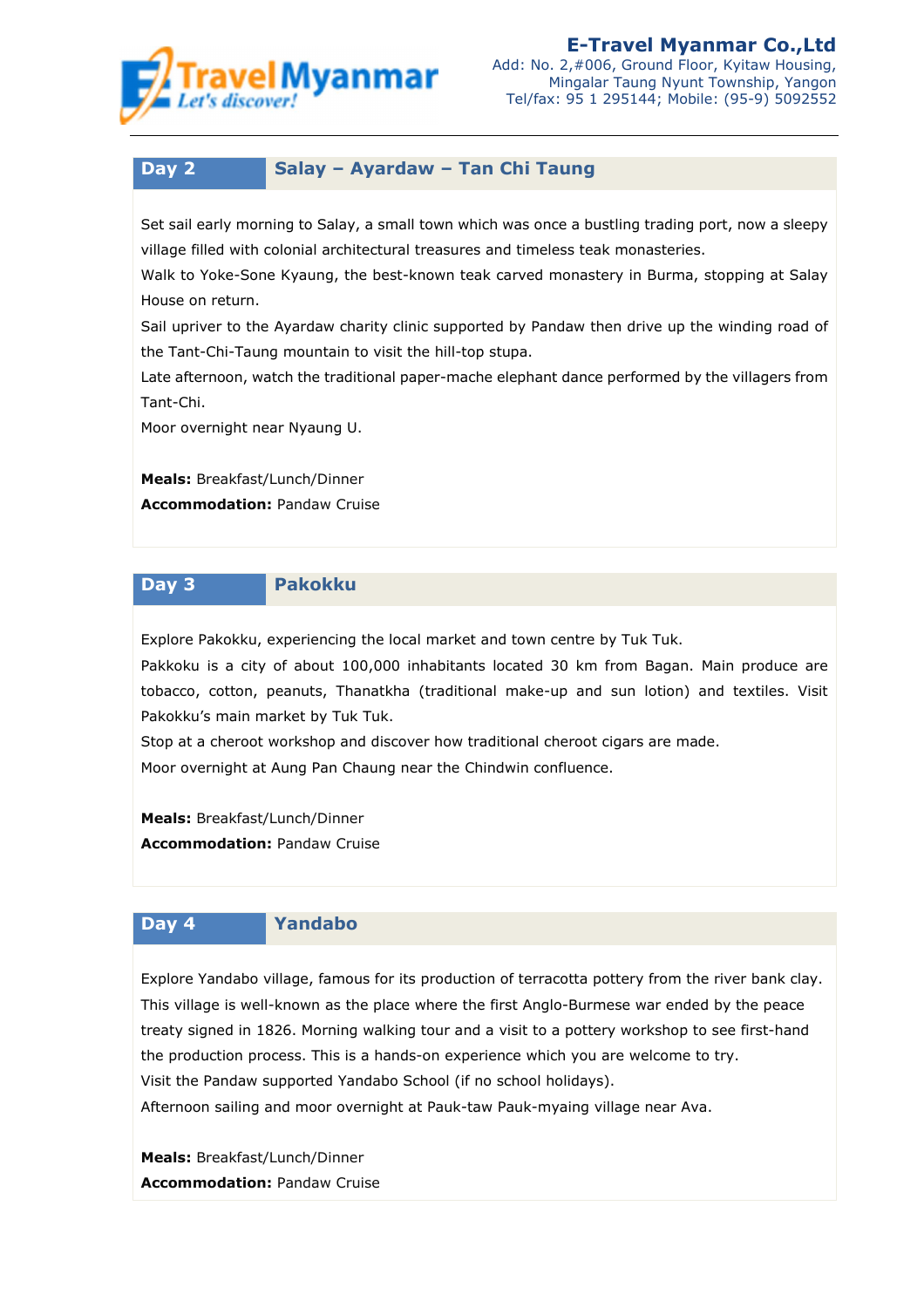## Day 2 Salay – Ayardaw – Tan Chi Taung

Set sail early morning to Salay, a small town which was once a bustling trading port, now a sleepy village filled with colonial architectural treasures and timeless teak monasteries.
Walk to Yoke-Sone Kyaung, the best-known teak carved monastery in Burma, stopping at Salay House on return.
Sail upriver to the Ayardaw charity clinic supported by Pandaw then drive up the winding road of the Tant-Chi-Taung mountain to visit the hill-top stupa.
Late afternoon, watch the traditional paper-mache elephant dance performed by the villagers from Tant-Chi.
Moor overnight near Nyaung U.

**Meals:** Breakfast/Lunch/Dinner
**Accommodation:** Pandaw Cruise

## Day 3 Pakokku

Explore Pakokku, experiencing the local market and town centre by Tuk Tuk.
Pakkoku is a city of about 100,000 inhabitants located 30 km from Bagan. Main produce are tobacco, cotton, peanuts, Thanatkha (traditional make-up and sun lotion) and textiles. Visit Pakokku's main market by Tuk Tuk.
Stop at a cheroot workshop and discover how traditional cheroot cigars are made.
Moor overnight at Aung Pan Chaung near the Chindwin confluence.

**Meals:** Breakfast/Lunch/Dinner
**Accommodation:** Pandaw Cruise

## Day 4 Yandabo

Explore Yandabo village, famous for its production of terracotta pottery from the river bank clay. This village is well-known as the place where the first Anglo-Burmese war ended by the peace treaty signed in 1826. Morning walking tour and a visit to a pottery workshop to see first-hand the production process. This is a hands-on experience which you are welcome to try.
Visit the Pandaw supported Yandabo School (if no school holidays).
Afternoon sailing and moor overnight at Pauk-taw Pauk-myaing village near Ava.

**Meals:** Breakfast/Lunch/Dinner
**Accommodation:** Pandaw Cruise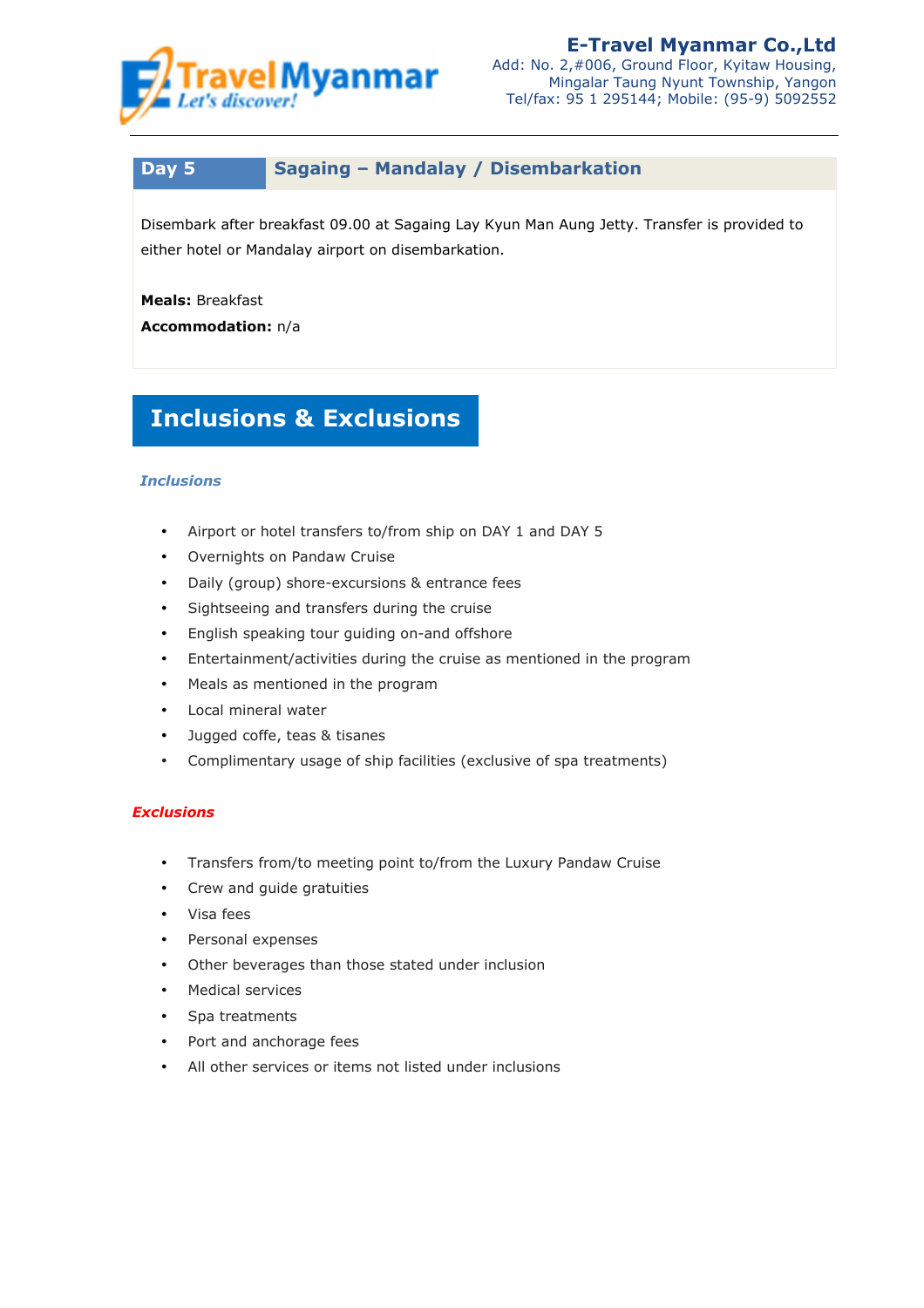## Day 5 Sagaing – Mandalay / Disembarkation

Disembark after breakfast 09.00 at Sagaing Lay Kyun Man Aung Jetty. Transfer is provided to either hotel or Mandalay airport on disembarkation.

**Meals:** Breakfast

**Accommodation:** n/a

# Inclusions & Exclusions

### *Inclusions*

- Airport or hotel transfers to/from ship on DAY 1 and DAY 5
- Overnights on Pandaw Cruise
- Daily (group) shore-excursions & entrance fees
- Sightseeing and transfers during the cruise
- English speaking tour guiding on-and offshore
- Entertainment/activities during the cruise as mentioned in the program
- Meals as mentioned in the program
- Local mineral water
- Jugged coffe, teas & tisanes
- Complimentary usage of ship facilities (exclusive of spa treatments)

### *Exclusions*

- Transfers from/to meeting point to/from the Luxury Pandaw Cruise
- Crew and guide gratuities
- Visa fees
- Personal expenses
- Other beverages than those stated under inclusion
- Medical services
- Spa treatments
- Port and anchorage fees
- All other services or items not listed under inclusions